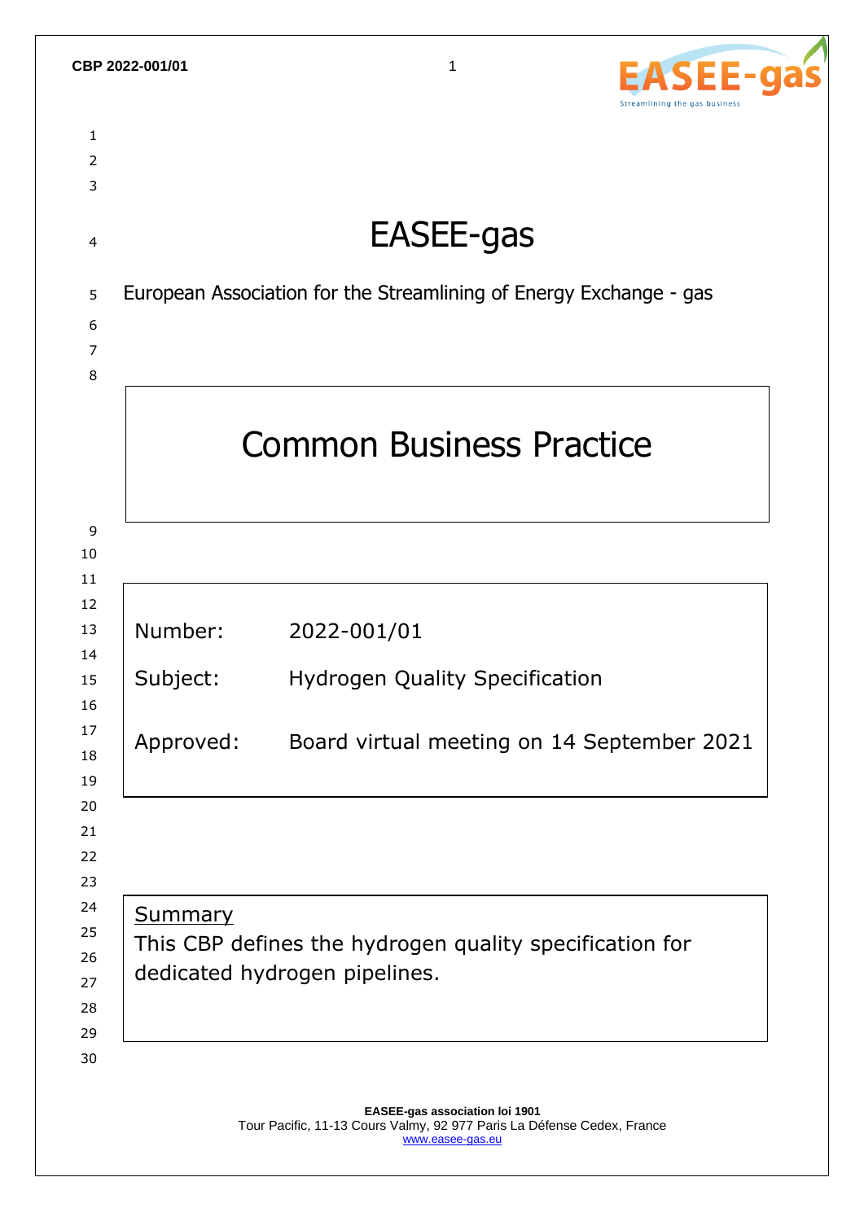# EASEE-gas

European Association for the Streamlining of Energy Exchange - gas

## Common Business Practice

| | |
|---|---|
| Number: | 2022-001/01 |
| Subject: | Hydrogen Quality Specification |
| Approved: | Board virtual meeting on 14 September 2021 |

**Summary**

This CBP defines the hydrogen quality specification for dedicated hydrogen pipelines.

**EASEE-gas association loi 1901**
Tour Pacific, 11-13 Cours Valmy, 92 977 Paris La Défense Cedex, France
www.easee-gas.eu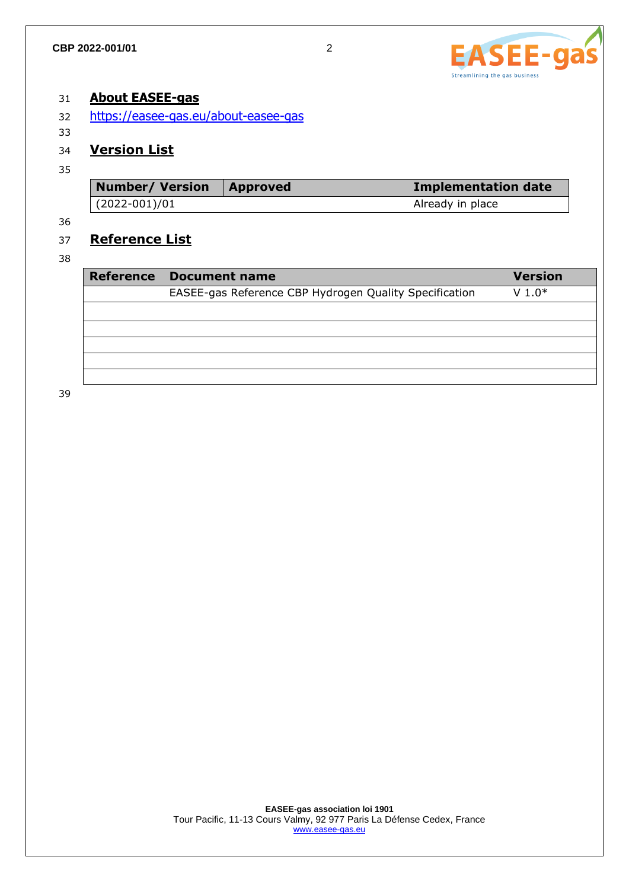## About EASEE-gas

https://easee-gas.eu/about-easee-gas

## Version List

| Number/ Version | Approved | Implementation date |
|---|---|---|
| (2022-001)/01 | | Already in place |

## Reference List

| Reference | Document name | Version |
|---|---|---|
| | EASEE-gas Reference CBP Hydrogen Quality Specification | V 1.0* |
| | | |
| | | |
| | | |
| | | |
| | | |

**EASEE-gas association loi 1901**
Tour Pacific, 11-13 Cours Valmy, 92 977 Paris La Défense Cedex, France
www.easee-gas.eu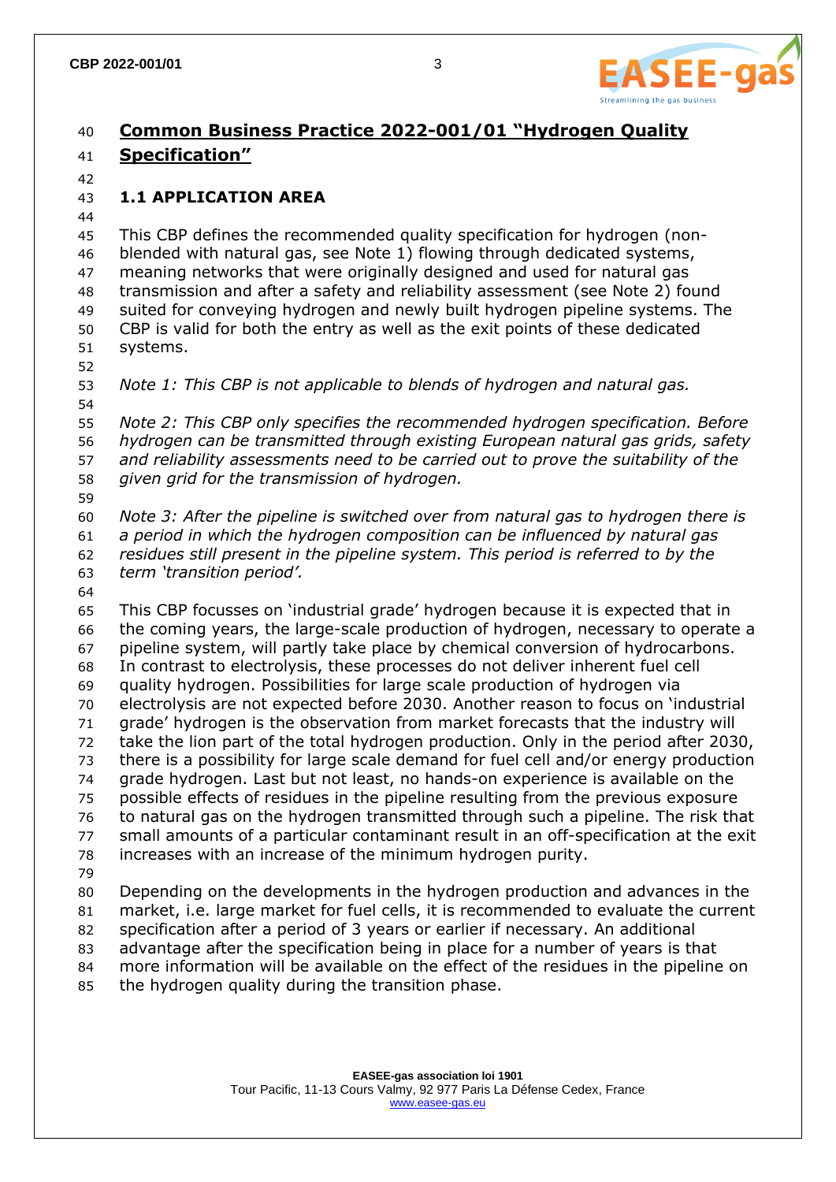# Common Business Practice 2022-001/01 "Hydrogen Quality Specification"

## 1.1 APPLICATION AREA

This CBP defines the recommended quality specification for hydrogen (non-blended with natural gas, see Note 1) flowing through dedicated systems, meaning networks that were originally designed and used for natural gas transmission and after a safety and reliability assessment (see Note 2) found suited for conveying hydrogen and newly built hydrogen pipeline systems. The CBP is valid for both the entry as well as the exit points of these dedicated systems.

*Note 1: This CBP is not applicable to blends of hydrogen and natural gas.*

*Note 2: This CBP only specifies the recommended hydrogen specification. Before hydrogen can be transmitted through existing European natural gas grids, safety and reliability assessments need to be carried out to prove the suitability of the given grid for the transmission of hydrogen.*

*Note 3: After the pipeline is switched over from natural gas to hydrogen there is a period in which the hydrogen composition can be influenced by natural gas residues still present in the pipeline system. This period is referred to by the term 'transition period'.*

This CBP focusses on 'industrial grade' hydrogen because it is expected that in the coming years, the large-scale production of hydrogen, necessary to operate a pipeline system, will partly take place by chemical conversion of hydrocarbons. In contrast to electrolysis, these processes do not deliver inherent fuel cell quality hydrogen. Possibilities for large scale production of hydrogen via electrolysis are not expected before 2030. Another reason to focus on 'industrial grade' hydrogen is the observation from market forecasts that the industry will take the lion part of the total hydrogen production. Only in the period after 2030, there is a possibility for large scale demand for fuel cell and/or energy production grade hydrogen. Last but not least, no hands-on experience is available on the possible effects of residues in the pipeline resulting from the previous exposure to natural gas on the hydrogen transmitted through such a pipeline. The risk that small amounts of a particular contaminant result in an off-specification at the exit increases with an increase of the minimum hydrogen purity.

Depending on the developments in the hydrogen production and advances in the market, i.e. large market for fuel cells, it is recommended to evaluate the current specification after a period of 3 years or earlier if necessary. An additional advantage after the specification being in place for a number of years is that more information will be available on the effect of the residues in the pipeline on the hydrogen quality during the transition phase.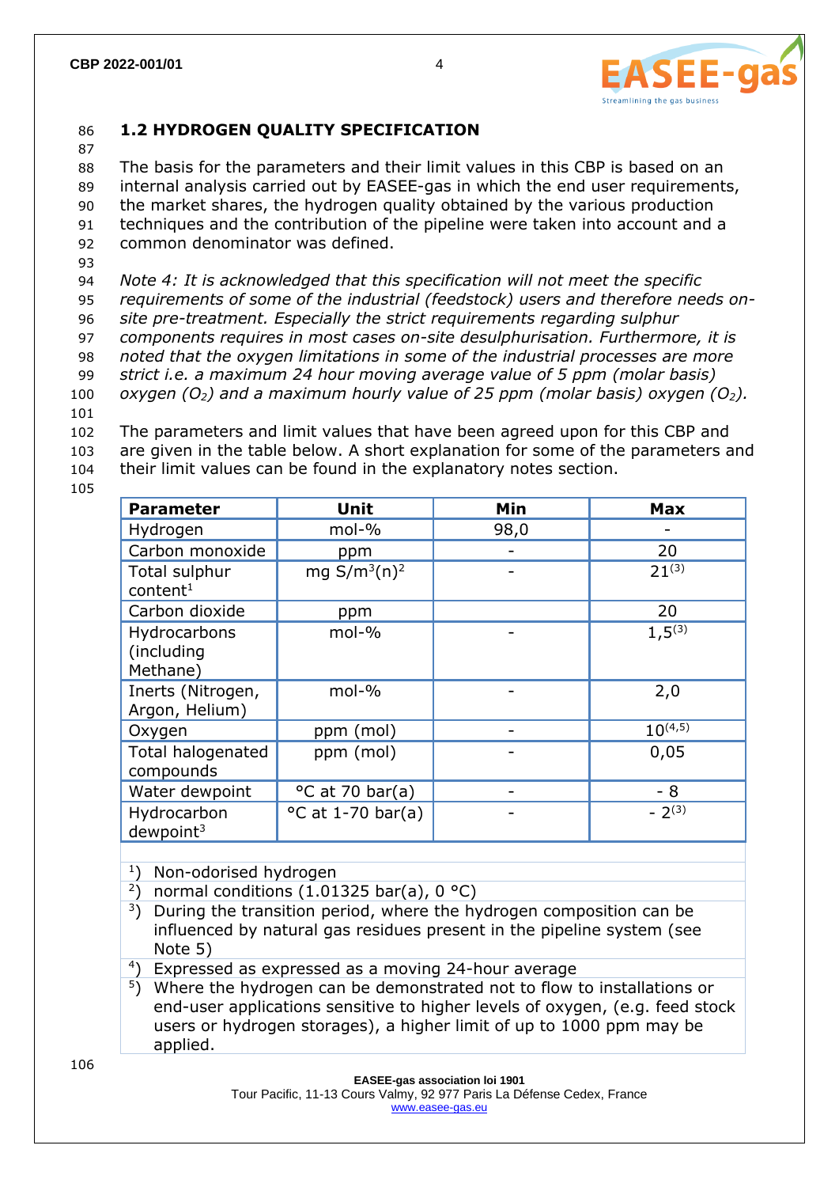## 1.2 HYDROGEN QUALITY SPECIFICATION

The basis for the parameters and their limit values in this CBP is based on an internal analysis carried out by EASEE-gas in which the end user requirements, the market shares, the hydrogen quality obtained by the various production techniques and the contribution of the pipeline were taken into account and a common denominator was defined.

*Note 4: It is acknowledged that this specification will not meet the specific requirements of some of the industrial (feedstock) users and therefore needs on-site pre-treatment. Especially the strict requirements regarding sulphur components requires in most cases on-site desulphurisation. Furthermore, it is noted that the oxygen limitations in some of the industrial processes are more strict i.e. a maximum 24 hour moving average value of 5 ppm (molar basis) oxygen ($O_2$) and a maximum hourly value of 25 ppm (molar basis) oxygen ($O_2$).*

The parameters and limit values that have been agreed upon for this CBP and are given in the table below. A short explanation for some of the parameters and their limit values can be found in the explanatory notes section.

| Parameter | Unit | Min | Max |
|---|---|---|---|
| Hydrogen | mol-% | 98,0 | - |
| Carbon monoxide | ppm | - | 20 |
| Total sulphur content[1] | mg $S/m^3(n)$[2] | - | 21[(3)] |
| Carbon dioxide | ppm | | 20 |
| Hydrocarbons (including Methane) | mol-% | - | 1,5[(3)] |
| Inerts (Nitrogen, Argon, Helium) | mol-% | - | 2,0 |
| Oxygen | ppm (mol) | - | 10[(4,5)] |
| Total halogenated compounds | ppm (mol) | - | 0,05 |
| Water dewpoint | °C at 70 bar(a) | - | - 8 |
| Hydrocarbon dewpoint[3] | °C at 1-70 bar(a) | - | - 2[(3)] |

[1]) Non-odorised hydrogen
[2]) normal conditions (1.01325 bar(a), 0 °C)
[3]) During the transition period, where the hydrogen composition can be influenced by natural gas residues present in the pipeline system (see Note 5)
[4]) Expressed as expressed as a moving 24-hour average
[5]) Where the hydrogen can be demonstrated not to flow to installations or end-user applications sensitive to higher levels of oxygen, (e.g. feed stock users or hydrogen storages), a higher limit of up to 1000 ppm may be applied.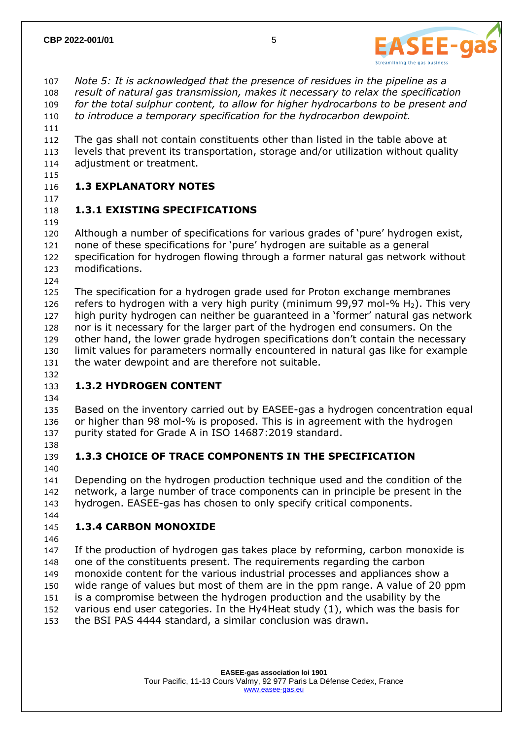*Note 5: It is acknowledged that the presence of residues in the pipeline as a result of natural gas transmission, makes it necessary to relax the specification for the total sulphur content, to allow for higher hydrocarbons to be present and to introduce a temporary specification for the hydrocarbon dewpoint.*

The gas shall not contain constituents other than listed in the table above at levels that prevent its transportation, storage and/or utilization without quality adjustment or treatment.

## 1.3 EXPLANATORY NOTES

### 1.3.1 EXISTING SPECIFICATIONS

Although a number of specifications for various grades of 'pure' hydrogen exist, none of these specifications for 'pure' hydrogen are suitable as a general specification for hydrogen flowing through a former natural gas network without modifications.

The specification for a hydrogen grade used for Proton exchange membranes refers to hydrogen with a very high purity (minimum 99,97 mol-% $H_2$). This very high purity hydrogen can neither be guaranteed in a 'former' natural gas network nor is it necessary for the larger part of the hydrogen end consumers. On the other hand, the lower grade hydrogen specifications don't contain the necessary limit values for parameters normally encountered in natural gas like for example the water dewpoint and are therefore not suitable.

### 1.3.2 HYDROGEN CONTENT

Based on the inventory carried out by EASEE-gas a hydrogen concentration equal or higher than 98 mol-% is proposed. This is in agreement with the hydrogen purity stated for Grade A in ISO 14687:2019 standard.

### 1.3.3 CHOICE OF TRACE COMPONENTS IN THE SPECIFICATION

Depending on the hydrogen production technique used and the condition of the network, a large number of trace components can in principle be present in the hydrogen. EASEE-gas has chosen to only specify critical components.

### 1.3.4 CARBON MONOXIDE

If the production of hydrogen gas takes place by reforming, carbon monoxide is one of the constituents present. The requirements regarding the carbon monoxide content for the various industrial processes and appliances show a wide range of values but most of them are in the ppm range. A value of 20 ppm is a compromise between the hydrogen production and the usability by the various end user categories. In the Hy4Heat study (1), which was the basis for the BSI PAS 4444 standard, a similar conclusion was drawn.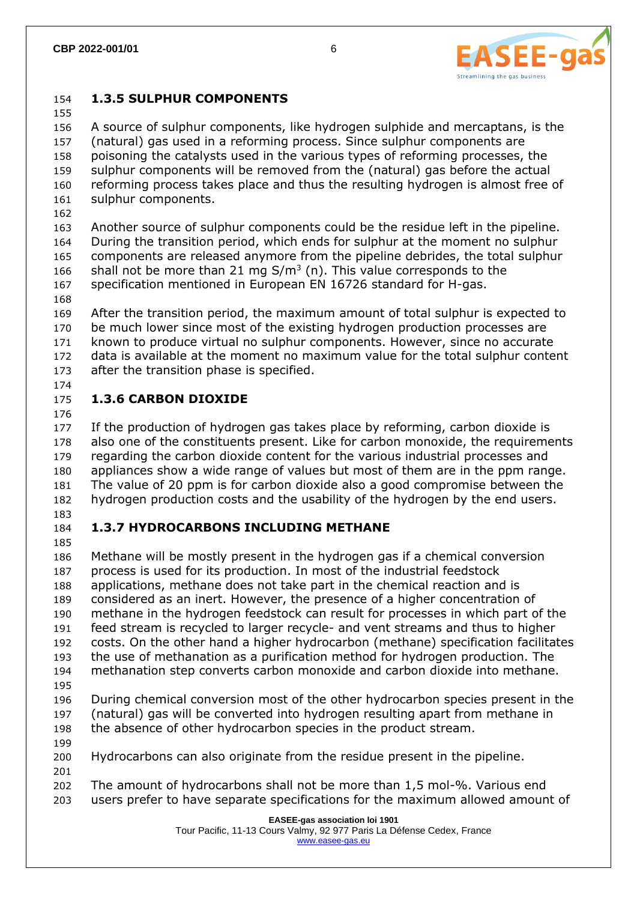### 1.3.5 SULPHUR COMPONENTS

A source of sulphur components, like hydrogen sulphide and mercaptans, is the (natural) gas used in a reforming process. Since sulphur components are poisoning the catalysts used in the various types of reforming processes, the sulphur components will be removed from the (natural) gas before the actual reforming process takes place and thus the resulting hydrogen is almost free of sulphur components.

Another source of sulphur components could be the residue left in the pipeline. During the transition period, which ends for sulphur at the moment no sulphur components are released anymore from the pipeline debrides, the total sulphur shall not be more than 21 mg S/m$^3$ (n). This value corresponds to the specification mentioned in European EN 16726 standard for H-gas.

After the transition period, the maximum amount of total sulphur is expected to be much lower since most of the existing hydrogen production processes are known to produce virtual no sulphur components. However, since no accurate data is available at the moment no maximum value for the total sulphur content after the transition phase is specified.

### 1.3.6 CARBON DIOXIDE

If the production of hydrogen gas takes place by reforming, carbon dioxide is also one of the constituents present. Like for carbon monoxide, the requirements regarding the carbon dioxide content for the various industrial processes and appliances show a wide range of values but most of them are in the ppm range. The value of 20 ppm is for carbon dioxide also a good compromise between the hydrogen production costs and the usability of the hydrogen by the end users.

### 1.3.7 HYDROCARBONS INCLUDING METHANE

Methane will be mostly present in the hydrogen gas if a chemical conversion process is used for its production. In most of the industrial feedstock applications, methane does not take part in the chemical reaction and is considered as an inert. However, the presence of a higher concentration of methane in the hydrogen feedstock can result for processes in which part of the feed stream is recycled to larger recycle- and vent streams and thus to higher costs. On the other hand a higher hydrocarbon (methane) specification facilitates the use of methanation as a purification method for hydrogen production. The methanation step converts carbon monoxide and carbon dioxide into methane.

During chemical conversion most of the other hydrocarbon species present in the (natural) gas will be converted into hydrogen resulting apart from methane in the absence of other hydrocarbon species in the product stream.

Hydrocarbons can also originate from the residue present in the pipeline.

The amount of hydrocarbons shall not be more than 1,5 mol-%. Various end users prefer to have separate specifications for the maximum allowed amount of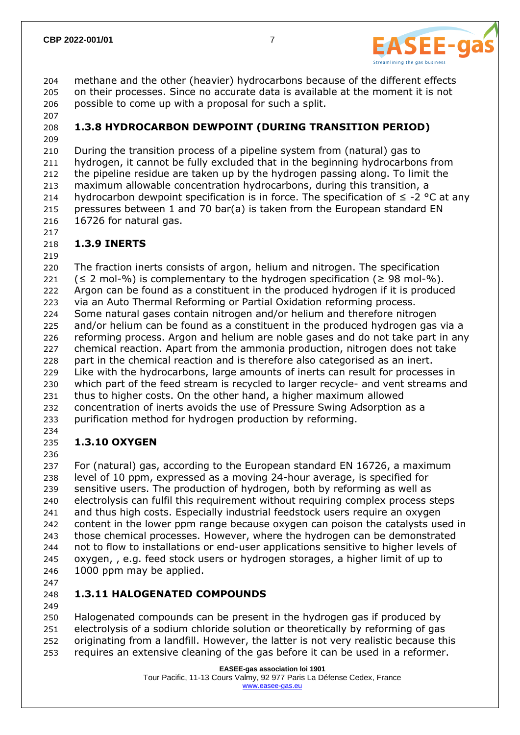methane and the other (heavier) hydrocarbons because of the different effects on their processes. Since no accurate data is available at the moment it is not possible to come up with a proposal for such a split.

### 1.3.8 HYDROCARBON DEWPOINT (DURING TRANSITION PERIOD)

During the transition process of a pipeline system from (natural) gas to hydrogen, it cannot be fully excluded that in the beginning hydrocarbons from the pipeline residue are taken up by the hydrogen passing along. To limit the maximum allowable concentration hydrocarbons, during this transition, a hydrocarbon dewpoint specification is in force. The specification of ≤ -2 °C at any pressures between 1 and 70 bar(a) is taken from the European standard EN 16726 for natural gas.

### 1.3.9 INERTS

The fraction inerts consists of argon, helium and nitrogen. The specification (≤ 2 mol-%) is complementary to the hydrogen specification (≥ 98 mol-%). Argon can be found as a constituent in the produced hydrogen if it is produced via an Auto Thermal Reforming or Partial Oxidation reforming process. Some natural gases contain nitrogen and/or helium and therefore nitrogen and/or helium can be found as a constituent in the produced hydrogen gas via a reforming process. Argon and helium are noble gases and do not take part in any chemical reaction. Apart from the ammonia production, nitrogen does not take part in the chemical reaction and is therefore also categorised as an inert. Like with the hydrocarbons, large amounts of inerts can result for processes in which part of the feed stream is recycled to larger recycle- and vent streams and thus to higher costs. On the other hand, a higher maximum allowed concentration of inerts avoids the use of Pressure Swing Adsorption as a purification method for hydrogen production by reforming.

### 1.3.10 OXYGEN

For (natural) gas, according to the European standard EN 16726, a maximum level of 10 ppm, expressed as a moving 24-hour average, is specified for sensitive users. The production of hydrogen, both by reforming as well as electrolysis can fulfil this requirement without requiring complex process steps and thus high costs. Especially industrial feedstock users require an oxygen content in the lower ppm range because oxygen can poison the catalysts used in those chemical processes. However, where the hydrogen can be demonstrated not to flow to installations or end-user applications sensitive to higher levels of oxygen, , e.g. feed stock users or hydrogen storages, a higher limit of up to 1000 ppm may be applied.

### 1.3.11 HALOGENATED COMPOUNDS

Halogenated compounds can be present in the hydrogen gas if produced by electrolysis of a sodium chloride solution or theoretically by reforming of gas originating from a landfill. However, the latter is not very realistic because this requires an extensive cleaning of the gas before it can be used in a reformer.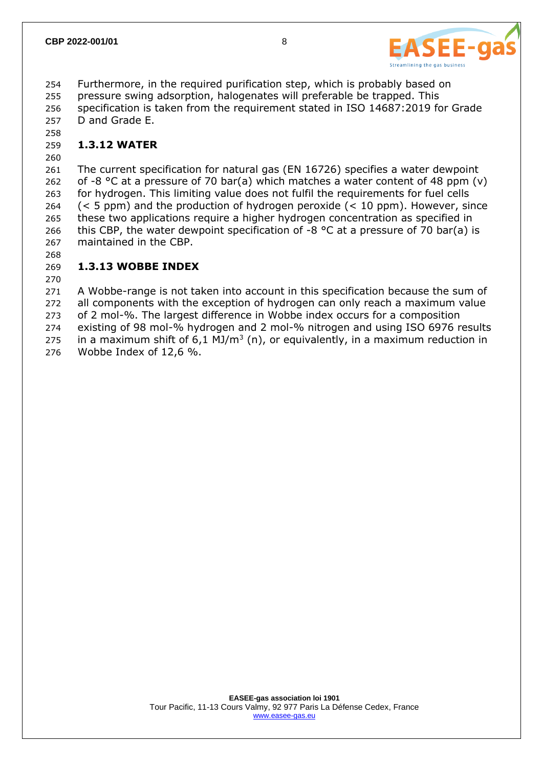Furthermore, in the required purification step, which is probably based on pressure swing adsorption, halogenates will preferable be trapped. This specification is taken from the requirement stated in ISO 14687:2019 for Grade D and Grade E.

### 1.3.12 WATER

The current specification for natural gas (EN 16726) specifies a water dewpoint of -8 °C at a pressure of 70 bar(a) which matches a water content of 48 ppm (v) for hydrogen. This limiting value does not fulfil the requirements for fuel cells (< 5 ppm) and the production of hydrogen peroxide (< 10 ppm). However, since these two applications require a higher hydrogen concentration as specified in this CBP, the water dewpoint specification of -8 °C at a pressure of 70 bar(a) is maintained in the CBP.

### 1.3.13 WOBBE INDEX

A Wobbe-range is not taken into account in this specification because the sum of all components with the exception of hydrogen can only reach a maximum value of 2 mol-%. The largest difference in Wobbe index occurs for a composition existing of 98 mol-% hydrogen and 2 mol-% nitrogen and using ISO 6976 results in a maximum shift of 6,1 $MJ/m^3$ (n), or equivalently, in a maximum reduction in Wobbe Index of 12,6 %.